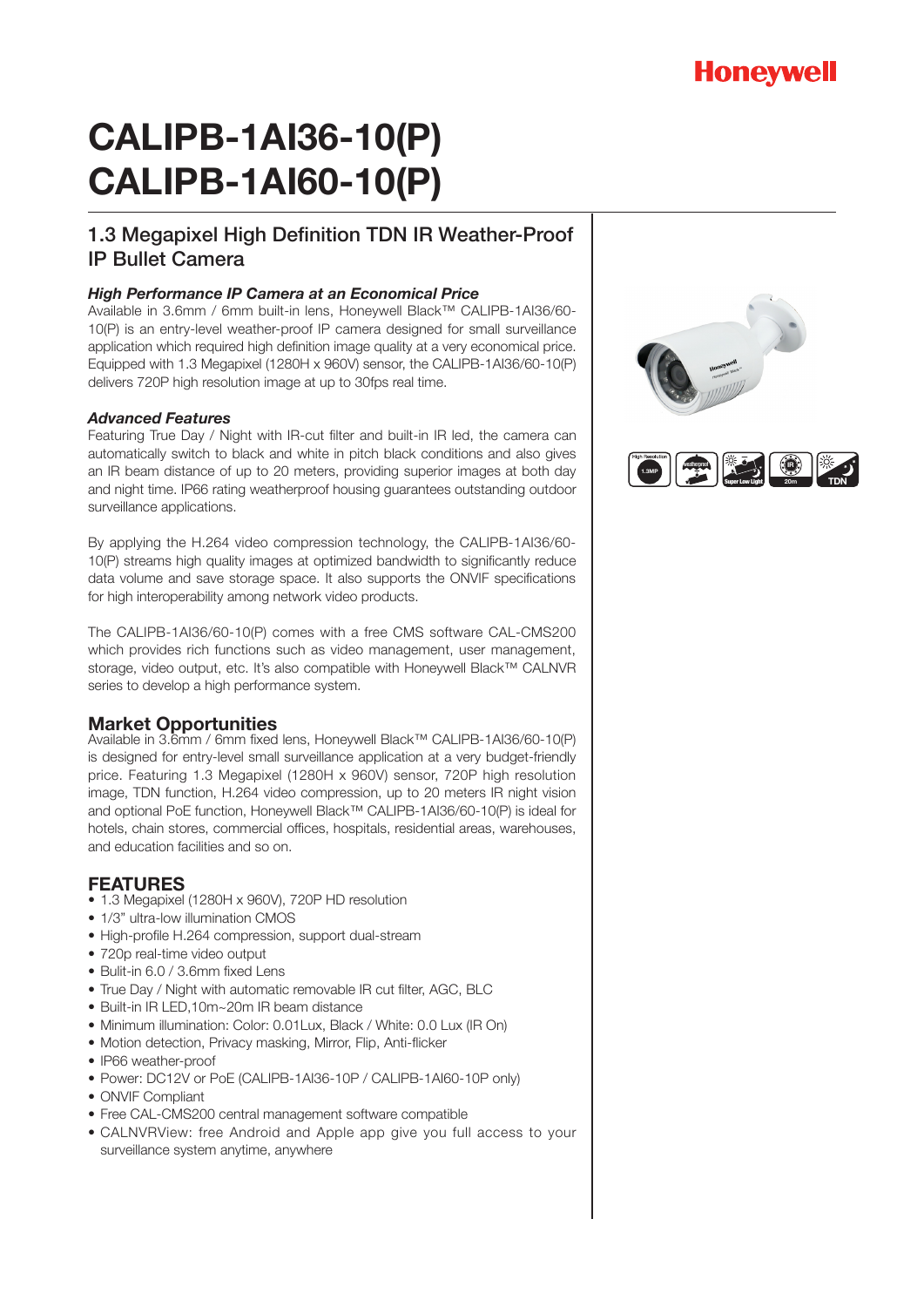Honeywell

# CALIPB-1AI36-10(P)
# CALIPB-1AI60-10(P)

## 1.3 Megapixel High Definition TDN IR Weather-Proof IP Bullet Camera

### *High Performance IP Camera at an Economical Price*

Available in 3.6mm / 6mm built-in lens, Honeywell Black™ CALIPB-1AI36/60-10(P) is an entry-level weather-proof IP camera designed for small surveillance application which required high definition image quality at a very economical price. Equipped with 1.3 Megapixel (1280H x 960V) sensor, the CALIPB-1AI36/60-10(P) delivers 720P high resolution image at up to 30fps real time.

### *Advanced Features*

Featuring True Day / Night with IR-cut filter and built-in IR led, the camera can automatically switch to black and white in pitch black conditions and also gives an IR beam distance of up to 20 meters, providing superior images at both day and night time. IP66 rating weatherproof housing guarantees outstanding outdoor surveillance applications.

By applying the H.264 video compression technology, the CALIPB-1AI36/60-10(P) streams high quality images at optimized bandwidth to significantly reduce data volume and save storage space. It also supports the ONVIF specifications for high interoperability among network video products.

The CALIPB-1AI36/60-10(P) comes with a free CMS software CAL-CMS200 which provides rich functions such as video management, user management, storage, video output, etc. It's also compatible with Honeywell Black™ CALNVR series to develop a high performance system.

## Market Opportunities

Available in 3.6mm / 6mm fixed lens, Honeywell Black™ CALIPB-1AI36/60-10(P) is designed for entry-level small surveillance application at a very budget-friendly price. Featuring 1.3 Megapixel (1280H x 960V) sensor, 720P high resolution image, TDN function, H.264 video compression, up to 20 meters IR night vision and optional PoE function, Honeywell Black™ CALIPB-1AI36/60-10(P) is ideal for hotels, chain stores, commercial offices, hospitals, residential areas, warehouses, and education facilities and so on.

## FEATURES

- 1.3 Megapixel (1280H x 960V), 720P HD resolution
- 1/3" ultra-low illumination CMOS
- High-profile H.264 compression, support dual-stream
- 720p real-time video output
- Bulit-in 6.0 / 3.6mm fixed Lens
- True Day / Night with automatic removable IR cut filter, AGC, BLC
- Built-in IR LED,10m~20m IR beam distance
- Minimum illumination: Color: 0.01Lux, Black / White: 0.0 Lux (IR On)
- Motion detection, Privacy masking, Mirror, Flip, Anti-flicker
- IP66 weather-proof
- Power: DC12V or PoE (CALIPB-1AI36-10P / CALIPB-1AI60-10P only)
- ONVIF Compliant
- Free CAL-CMS200 central management software compatible
- CALNVRView: free Android and Apple app give you full access to your surveillance system anytime, anywhere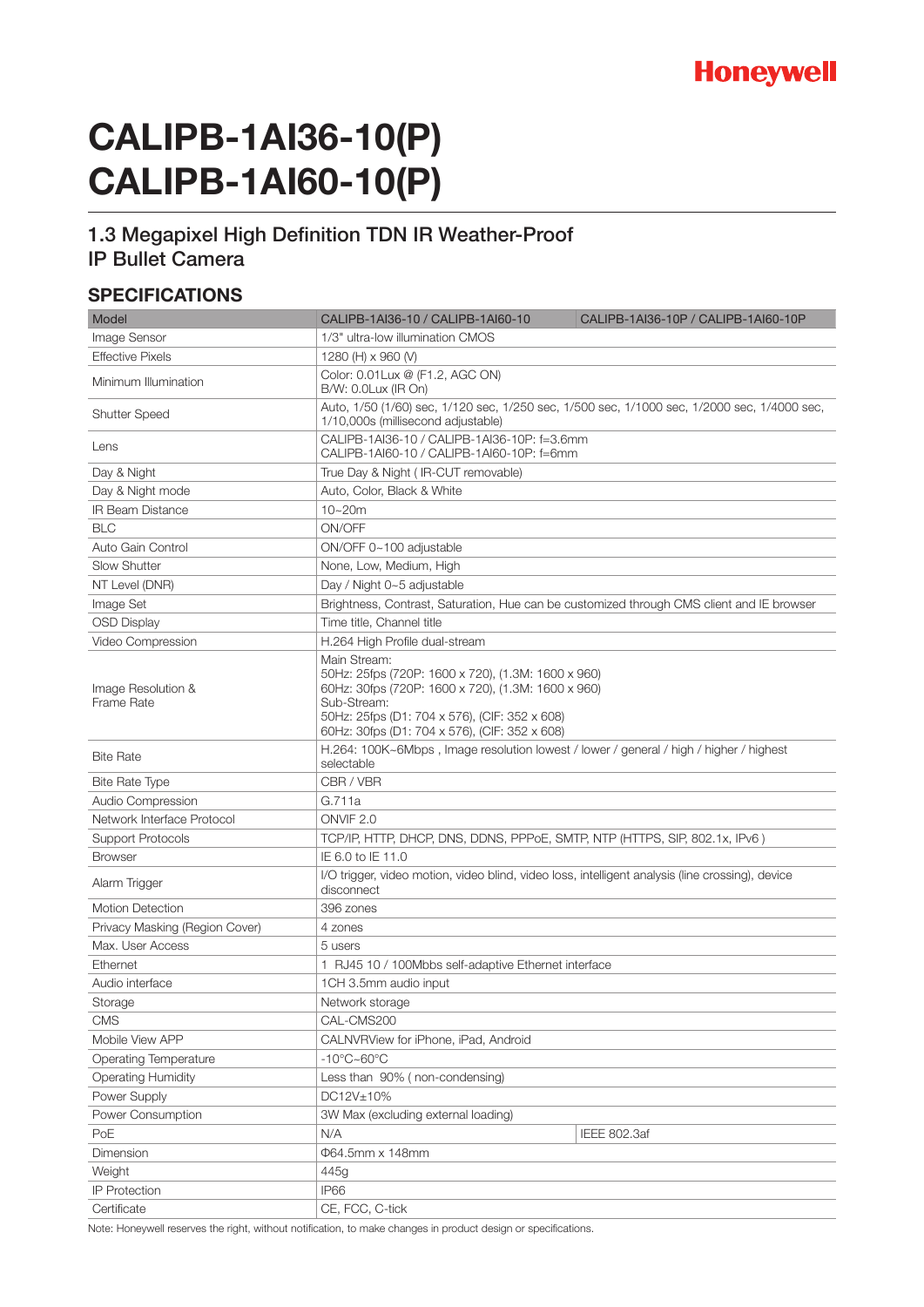# CALIPB-1AI36-10(P)
# CALIPB-1AI60-10(P)

## 1.3 Megapixel High Definition TDN IR Weather-Proof IP Bullet Camera

### SPECIFICATIONS

| Model | CALIPB-1AI36-10 / CALIPB-1AI60-10 | CALIPB-1AI36-10P / CALIPB-1AI60-10P |
|---|---|---|
| Image Sensor | 1/3" ultra-low illumination CMOS | |
| Effective Pixels | 1280 (H) x 960 (V) | |
| Minimum Illumination | Color: 0.01Lux @ (F1.2, AGC ON)<br>B/W: 0.0Lux (IR On) | |
| Shutter Speed | Auto, 1/50 (1/60) sec, 1/120 sec, 1/250 sec, 1/500 sec, 1/1000 sec, 1/2000 sec, 1/4000 sec, 1/10,000s (millisecond adjustable) | |
| Lens | CALIPB-1AI36-10 / CALIPB-1AI36-10P: f=3.6mm<br>CALIPB-1AI60-10 / CALIPB-1AI60-10P: f=6mm | |
| Day & Night | True Day & Night ( IR-CUT removable) | |
| Day & Night mode | Auto, Color, Black & White | |
| IR Beam Distance | 10~20m | |
| BLC | ON/OFF | |
| Auto Gain Control | ON/OFF 0~100 adjustable | |
| Slow Shutter | None, Low, Medium, High | |
| NT Level (DNR) | Day / Night 0~5 adjustable | |
| Image Set | Brightness, Contrast, Saturation, Hue can be customized through CMS client and IE browser | |
| OSD Display | Time title, Channel title | |
| Video Compression | H.264 High Profile dual-stream | |
| Image Resolution & Frame Rate | Main Stream:<br>50Hz: 25fps (720P: 1600 x 720), (1.3M: 1600 x 960)<br>60Hz: 30fps (720P: 1600 x 720), (1.3M: 1600 x 960)<br>Sub-Stream:<br>50Hz: 25fps (D1: 704 x 576), (CIF: 352 x 608)<br>60Hz: 30fps (D1: 704 x 576), (CIF: 352 x 608) | |
| Bite Rate | H.264: 100K~6Mbps , Image resolution lowest / lower / general / high / higher / highest selectable | |
| Bite Rate Type | CBR / VBR | |
| Audio Compression | G.711a | |
| Network Interface Protocol | ONVIF 2.0 | |
| Support Protocols | TCP/IP, HTTP, DHCP, DNS, DDNS, PPPoE, SMTP, NTP (HTTPS, SIP, 802.1x, IPv6 ) | |
| Browser | IE 6.0 to IE 11.0 | |
| Alarm Trigger | I/O trigger, video motion, video blind, video loss, intelligent analysis (line crossing), device disconnect | |
| Motion Detection | 396 zones | |
| Privacy Masking (Region Cover) | 4 zones | |
| Max. User Access | 5 users | |
| Ethernet | 1 RJ45 10 / 100Mbbs self-adaptive Ethernet interface | |
| Audio interface | 1CH 3.5mm audio input | |
| Storage | Network storage | |
| CMS | CAL-CMS200 | |
| Mobile View APP | CALNVRView for iPhone, iPad, Android | |
| Operating Temperature | -10°C~60°C | |
| Operating Humidity | Less than 90% ( non-condensing) | |
| Power Supply | DC12V±10% | |
| Power Consumption | 3W Max (excluding external loading) | |
| PoE | N/A | IEEE 802.3af |
| Dimension | Φ64.5mm x 148mm | |
| Weight | 445g | |
| IP Protection | IP66 | |
| Certificate | CE, FCC, C-tick | |

Note: Honeywell reserves the right, without notification, to make changes in product design or specifications.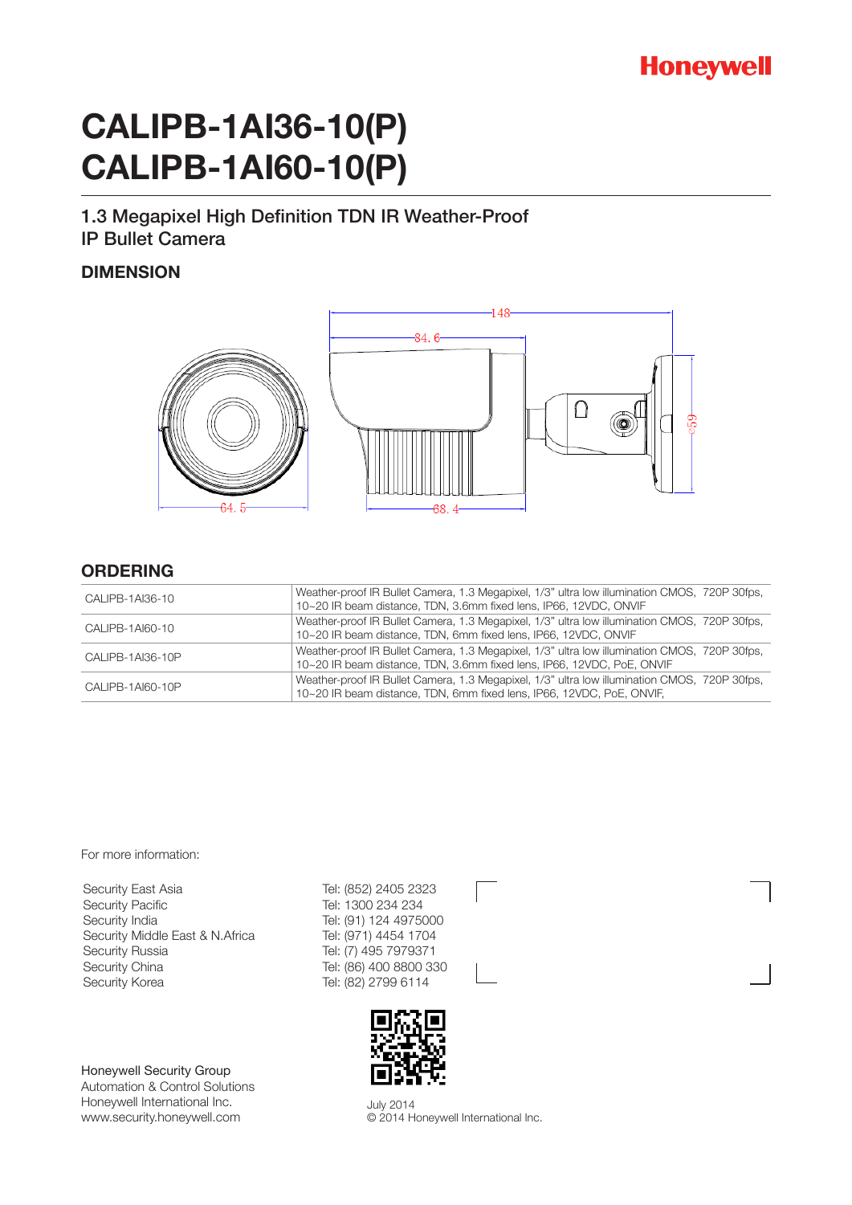Honeywell

# CALIPB-1AI36-10(P)
# CALIPB-1AI60-10(P)

## 1.3 Megapixel High Definition TDN IR Weather-Proof IP Bullet Camera

### DIMENSION

148

84.6

64.5

68.4

⌀59

### ORDERING

| | |
|---|---|
| CALIPB-1AI36-10 | Weather-proof IR Bullet Camera, 1.3 Megapixel, 1/3" ultra low illumination CMOS, 720P 30fps, 10~20 IR beam distance, TDN, 3.6mm fixed lens, IP66, 12VDC, ONVIF |
| CALIPB-1AI60-10 | Weather-proof IR Bullet Camera, 1.3 Megapixel, 1/3" ultra low illumination CMOS, 720P 30fps, 10~20 IR beam distance, TDN, 6mm fixed lens, IP66, 12VDC, ONVIF |
| CALIPB-1AI36-10P | Weather-proof IR Bullet Camera, 1.3 Megapixel, 1/3" ultra low illumination CMOS, 720P 30fps, 10~20 IR beam distance, TDN, 3.6mm fixed lens, IP66, 12VDC, PoE, ONVIF |
| CALIPB-1AI60-10P | Weather-proof IR Bullet Camera, 1.3 Megapixel, 1/3" ultra low illumination CMOS, 720P 30fps, 10~20 IR beam distance, TDN, 6mm fixed lens, IP66, 12VDC, PoE, ONVIF, |

For more information:

| | |
|---|---|
| Security East Asia | Tel: (852) 2405 2323 |
| Security Pacific | Tel: 1300 234 234 |
| Security India | Tel: (91) 124 4975000 |
| Security Middle East & N.Africa | Tel: (971) 4454 1704 |
| Security Russia | Tel: (7) 495 7979371 |
| Security China | Tel: (86) 400 8800 330 |
| Security Korea | Tel: (82) 2799 6114 |

Honeywell Security Group
Automation & Control Solutions
Honeywell International Inc.
www.security.honeywell.com

July 2014
© 2014 Honeywell International Inc.